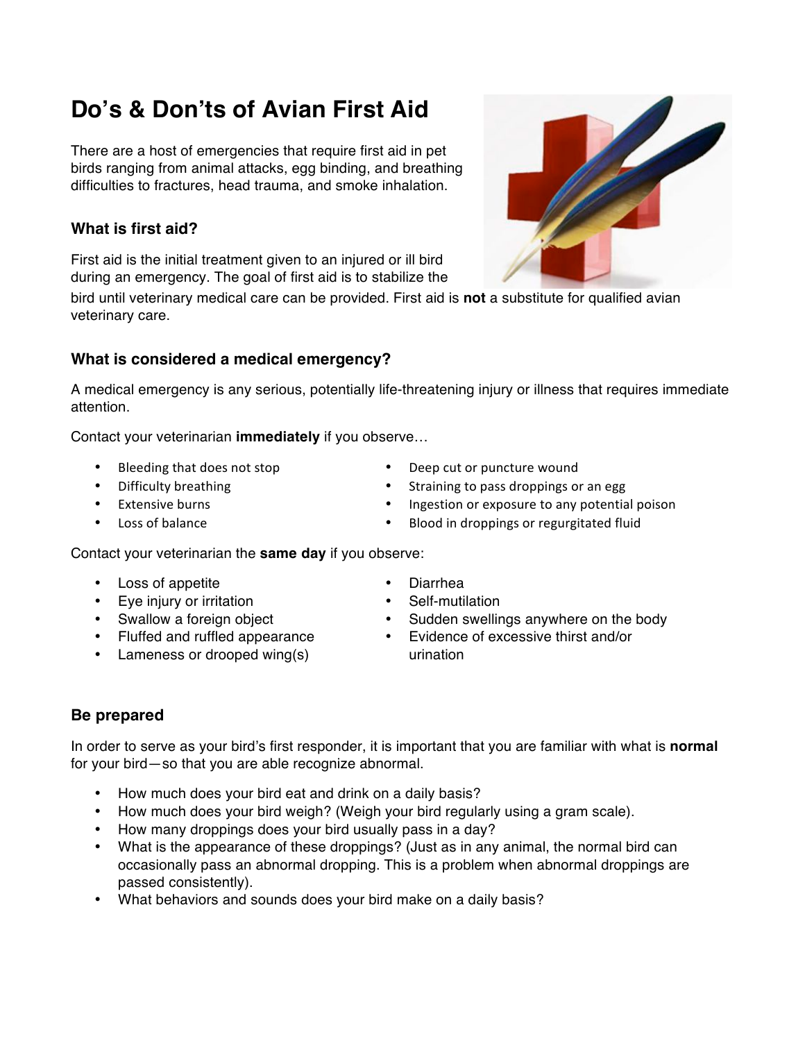# Do's & Don'ts of Avian First Aid

There are a host of emergencies that require first aid in pet birds ranging from animal attacks, egg binding, and breathing difficulties to fractures, head trauma, and smoke inhalation.

### What is first aid?

First aid is the initial treatment given to an injured or ill bird during an emergency. The goal of first aid is to stabilize the bird until veterinary medical care can be provided. First aid is **not** a substitute for qualified avian veterinary care.

### What is considered a medical emergency?

A medical emergency is any serious, potentially life-threatening injury or illness that requires immediate attention.

Contact your veterinarian **immediately** if you observe…

- Bleeding that does not stop
- Difficulty breathing
- Extensive burns
- Loss of balance
- Deep cut or puncture wound
- Straining to pass droppings or an egg
- Ingestion or exposure to any potential poison
- Blood in droppings or regurgitated fluid

Contact your veterinarian the **same day** if you observe:

- Loss of appetite
- Eye injury or irritation
- Swallow a foreign object
- Fluffed and ruffled appearance
- Lameness or drooped wing(s)
- Diarrhea
- Self-mutilation
- Sudden swellings anywhere on the body
- Evidence of excessive thirst and/or urination

### Be prepared

In order to serve as your bird's first responder, it is important that you are familiar with what is **normal** for your bird—so that you are able recognize abnormal.

- How much does your bird eat and drink on a daily basis?
- How much does your bird weigh? (Weigh your bird regularly using a gram scale).
- How many droppings does your bird usually pass in a day?
- What is the appearance of these droppings? (Just as in any animal, the normal bird can occasionally pass an abnormal dropping. This is a problem when abnormal droppings are passed consistently).
- What behaviors and sounds does your bird make on a daily basis?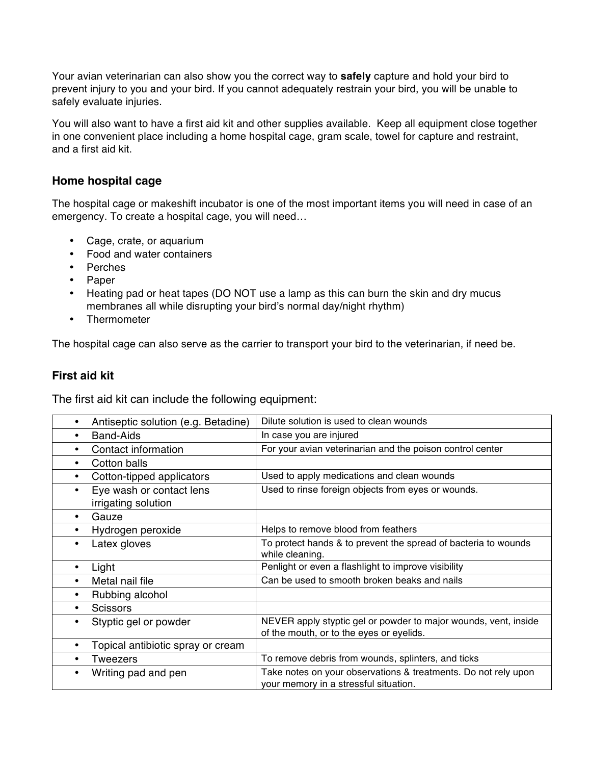Your avian veterinarian can also show you the correct way to **safely** capture and hold your bird to prevent injury to you and your bird. If you cannot adequately restrain your bird, you will be unable to safely evaluate injuries.

You will also want to have a first aid kit and other supplies available. Keep all equipment close together in one convenient place including a home hospital cage, gram scale, towel for capture and restraint, and a first aid kit.

### Home hospital cage

The hospital cage or makeshift incubator is one of the most important items you will need in case of an emergency. To create a hospital cage, you will need…

- Cage, crate, or aquarium
- Food and water containers
- Perches
- Paper
- Heating pad or heat tapes (DO NOT use a lamp as this can burn the skin and dry mucus membranes all while disrupting your bird's normal day/night rhythm)
- Thermometer

The hospital cage can also serve as the carrier to transport your bird to the veterinarian, if need be.

### First aid kit

The first aid kit can include the following equipment:

| | |
|---|---|
| • Antiseptic solution (e.g. Betadine) | Dilute solution is used to clean wounds |
| • Band-Aids | In case you are injured |
| • Contact information | For your avian veterinarian and the poison control center |
| • Cotton balls | |
| • Cotton-tipped applicators | Used to apply medications and clean wounds |
| • Eye wash or contact lens irrigating solution | Used to rinse foreign objects from eyes or wounds. |
| • Gauze | |
| • Hydrogen peroxide | Helps to remove blood from feathers |
| • Latex gloves | To protect hands & to prevent the spread of bacteria to wounds while cleaning. |
| • Light | Penlight or even a flashlight to improve visibility |
| • Metal nail file | Can be used to smooth broken beaks and nails |
| • Rubbing alcohol | |
| • Scissors | |
| • Styptic gel or powder | NEVER apply styptic gel or powder to major wounds, vent, inside of the mouth, or to the eyes or eyelids. |
| • Topical antibiotic spray or cream | |
| • Tweezers | To remove debris from wounds, splinters, and ticks |
| • Writing pad and pen | Take notes on your observations & treatments. Do not rely upon your memory in a stressful situation. |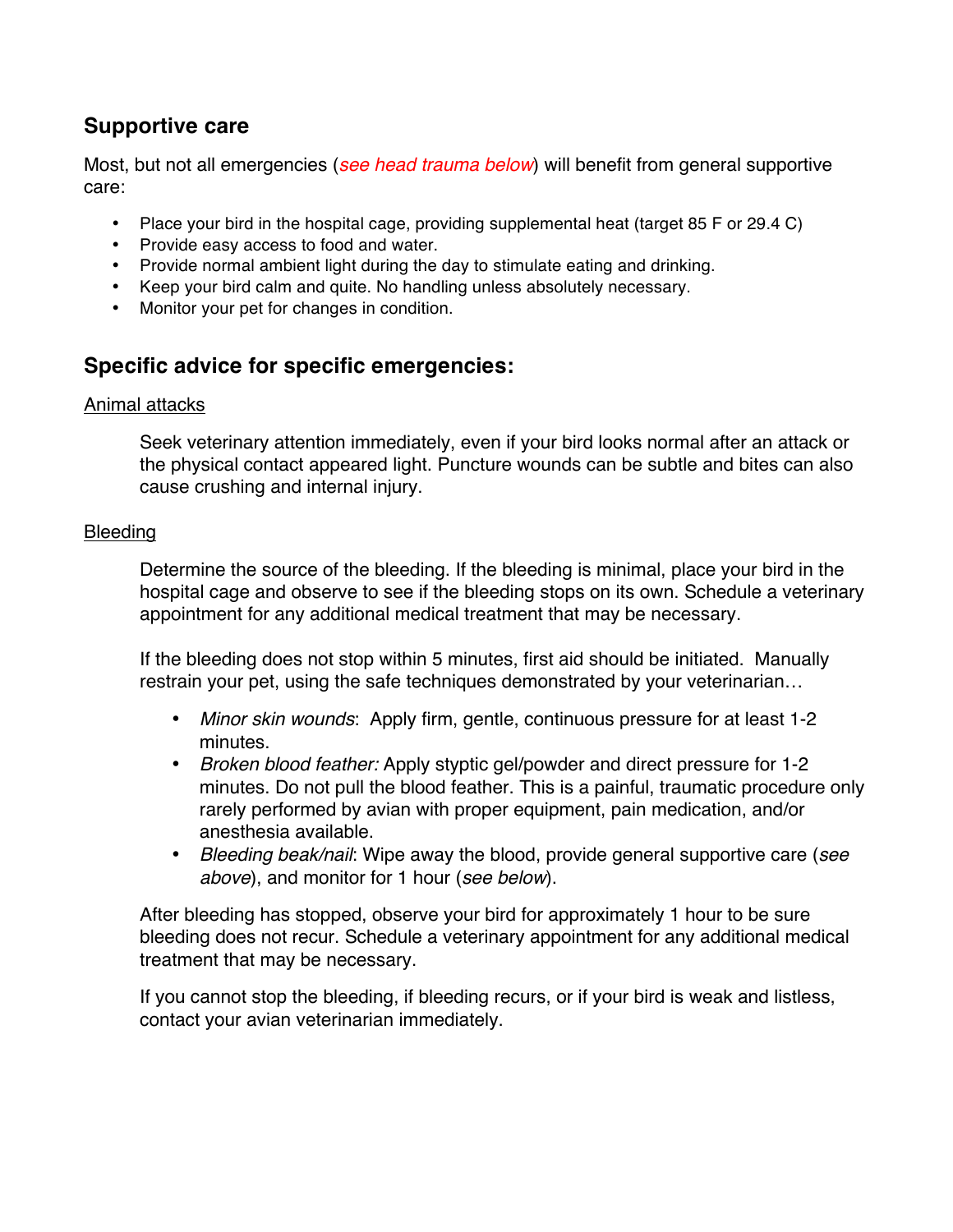## Supportive care

Most, but not all emergencies (*see head trauma below*) will benefit from general supportive care:

- Place your bird in the hospital cage, providing supplemental heat (target 85 F or 29.4 C)
- Provide easy access to food and water.
- Provide normal ambient light during the day to stimulate eating and drinking.
- Keep your bird calm and quite. No handling unless absolutely necessary.
- Monitor your pet for changes in condition.

## Specific advice for specific emergencies:

<u>Animal attacks</u>

Seek veterinary attention immediately, even if your bird looks normal after an attack or the physical contact appeared light. Puncture wounds can be subtle and bites can also cause crushing and internal injury.

<u>Bleeding</u>

Determine the source of the bleeding. If the bleeding is minimal, place your bird in the hospital cage and observe to see if the bleeding stops on its own. Schedule a veterinary appointment for any additional medical treatment that may be necessary.

If the bleeding does not stop within 5 minutes, first aid should be initiated. Manually restrain your pet, using the safe techniques demonstrated by your veterinarian…

- *Minor skin wounds*: Apply firm, gentle, continuous pressure for at least 1-2 minutes.
- *Broken blood feather:* Apply styptic gel/powder and direct pressure for 1-2 minutes. Do not pull the blood feather. This is a painful, traumatic procedure only rarely performed by avian with proper equipment, pain medication, and/or anesthesia available.
- *Bleeding beak/nail*: Wipe away the blood, provide general supportive care (*see above*), and monitor for 1 hour (*see below*).

After bleeding has stopped, observe your bird for approximately 1 hour to be sure bleeding does not recur. Schedule a veterinary appointment for any additional medical treatment that may be necessary.

If you cannot stop the bleeding, if bleeding recurs, or if your bird is weak and listless, contact your avian veterinarian immediately.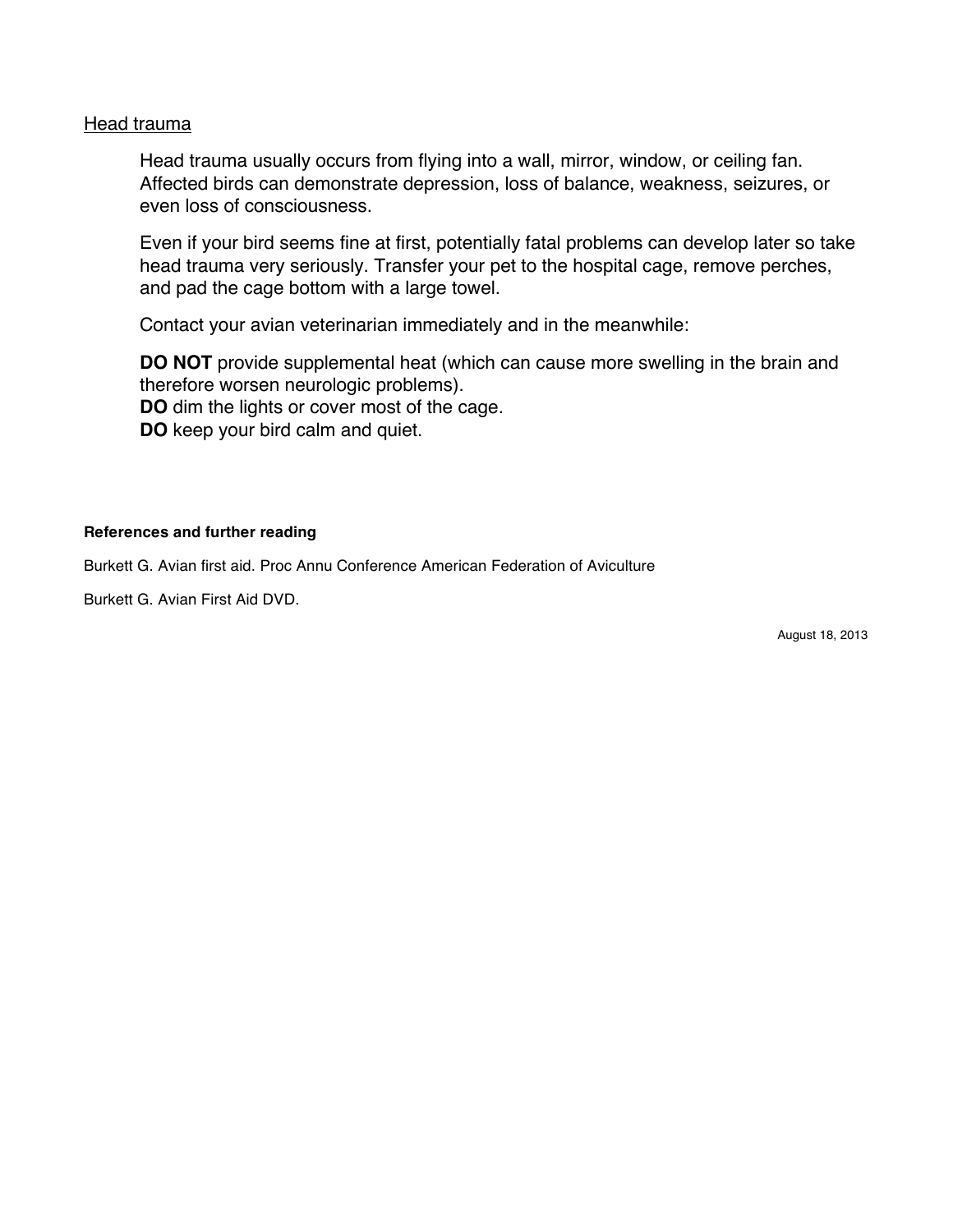Head trauma

Head trauma usually occurs from flying into a wall, mirror, window, or ceiling fan. Affected birds can demonstrate depression, loss of balance, weakness, seizures, or even loss of consciousness.

Even if your bird seems fine at first, potentially fatal problems can develop later so take head trauma very seriously. Transfer your pet to the hospital cage, remove perches, and pad the cage bottom with a large towel.

Contact your avian veterinarian immediately and in the meanwhile:

**DO NOT** provide supplemental heat (which can cause more swelling in the brain and therefore worsen neurologic problems).
**DO** dim the lights or cover most of the cage.
**DO** keep your bird calm and quiet.

**References and further reading**

Burkett G. Avian first aid. Proc Annu Conference American Federation of Aviculture

Burkett G. Avian First Aid DVD.

August 18, 2013